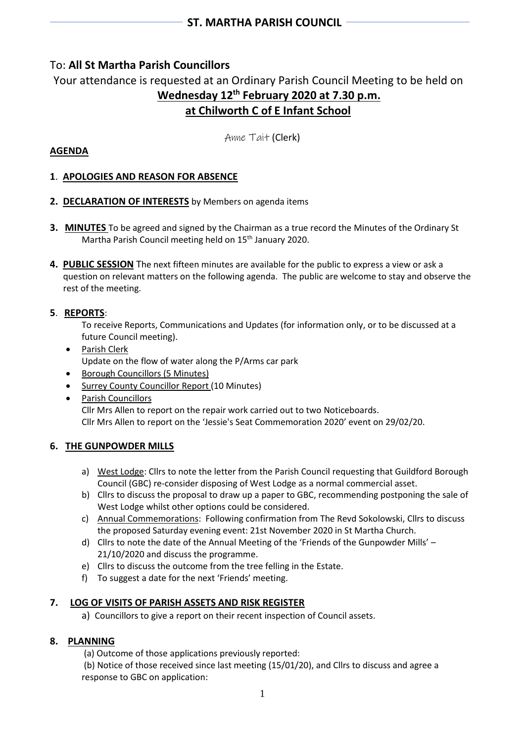# ST. MARTHA PARISH COUNCIL

To: **All St Martha Parish Councillors**

Your attendance is requested at an Ordinary Parish Council Meeting to be held on

**Wednesday 12th February 2020 at 7.30 p.m.**

**at Chilworth C of E Infant School**

Anne Tait (Clerk)

## AGENDA

**1**. **APOLOGIES AND REASON FOR ABSENCE**

**2. DECLARATION OF INTERESTS** by Members on agenda items

**3. MINUTES** To be agreed and signed by the Chairman as a true record the Minutes of the Ordinary St Martha Parish Council meeting held on 15th January 2020.

**4. PUBLIC SESSION** The next fifteen minutes are available for the public to express a view or ask a question on relevant matters on the following agenda. The public are welcome to stay and observe the rest of the meeting.

**5**. **REPORTS**:

To receive Reports, Communications and Updates (for information only, or to be discussed at a future Council meeting).

- Parish Clerk
  Update on the flow of water along the P/Arms car park
- Borough Councillors (5 Minutes)
- Surrey County Councillor Report (10 Minutes)
- Parish Councillors
  Cllr Mrs Allen to report on the repair work carried out to two Noticeboards.
  Cllr Mrs Allen to report on the 'Jessie's Seat Commemoration 2020' event on 29/02/20.

**6. THE GUNPOWDER MILLS**

a) West Lodge: Cllrs to note the letter from the Parish Council requesting that Guildford Borough Council (GBC) re-consider disposing of West Lodge as a normal commercial asset.

b) Cllrs to discuss the proposal to draw up a paper to GBC, recommending postponing the sale of West Lodge whilst other options could be considered.

c) Annual Commemorations: Following confirmation from The Revd Sokolowski, Cllrs to discuss the proposed Saturday evening event: 21st November 2020 in St Martha Church.

d) Cllrs to note the date of the Annual Meeting of the 'Friends of the Gunpowder Mills' – 21/10/2020 and discuss the programme.

e) Cllrs to discuss the outcome from the tree felling in the Estate.

f) To suggest a date for the next 'Friends' meeting.

**7. LOG OF VISITS OF PARISH ASSETS AND RISK REGISTER**

a) Councillors to give a report on their recent inspection of Council assets.

**8. PLANNING**

(a) Outcome of those applications previously reported:

(b) Notice of those received since last meeting (15/01/20), and Cllrs to discuss and agree a response to GBC on application: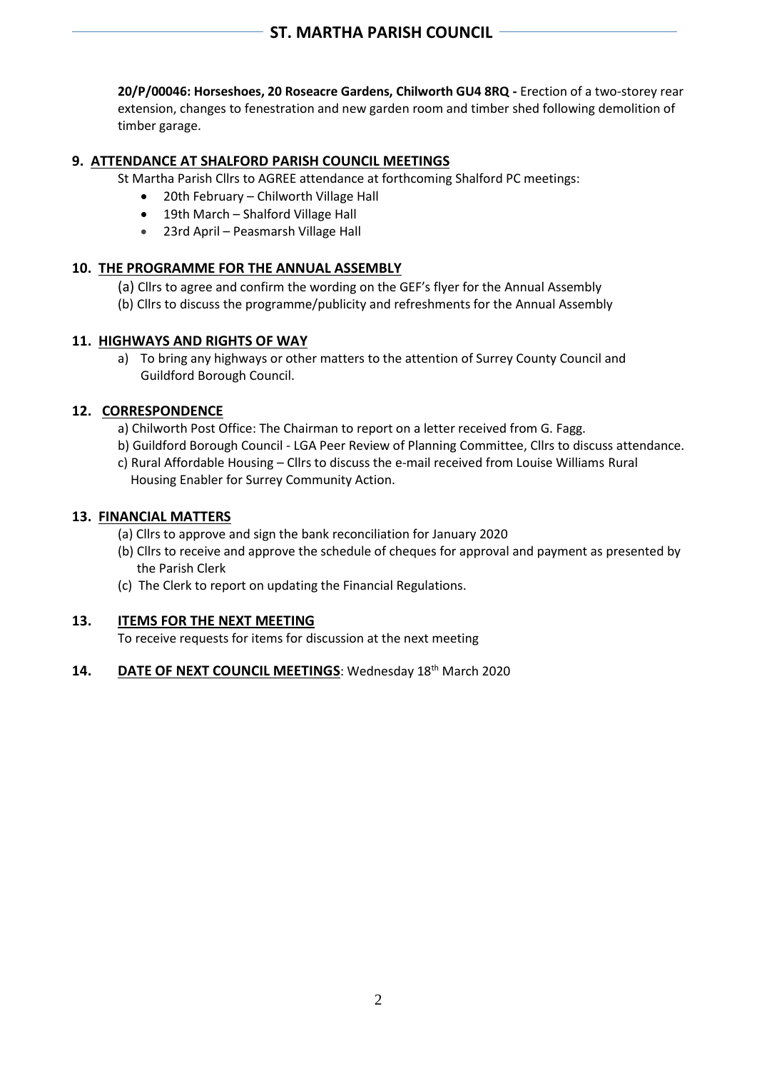**20/P/00046: Horseshoes, 20 Roseacre Gardens, Chilworth GU4 8RQ -** Erection of a two-storey rear extension, changes to fenestration and new garden room and timber shed following demolition of timber garage.

## 9. ATTENDANCE AT SHALFORD PARISH COUNCIL MEETINGS

St Martha Parish Cllrs to AGREE attendance at forthcoming Shalford PC meetings:

- 20th February – Chilworth Village Hall
- 19th March – Shalford Village Hall
- 23rd April – Peasmarsh Village Hall

## 10. THE PROGRAMME FOR THE ANNUAL ASSEMBLY

(a) Cllrs to agree and confirm the wording on the GEF's flyer for the Annual Assembly

(b) Cllrs to discuss the programme/publicity and refreshments for the Annual Assembly

## 11. HIGHWAYS AND RIGHTS OF WAY

a) To bring any highways or other matters to the attention of Surrey County Council and Guildford Borough Council.

## 12. CORRESPONDENCE

a) Chilworth Post Office: The Chairman to report on a letter received from G. Fagg.

b) Guildford Borough Council - LGA Peer Review of Planning Committee, Cllrs to discuss attendance.

c) Rural Affordable Housing – Cllrs to discuss the e-mail received from Louise Williams Rural Housing Enabler for Surrey Community Action.

## 13. FINANCIAL MATTERS

(a) Cllrs to approve and sign the bank reconciliation for January 2020

(b) Cllrs to receive and approve the schedule of cheques for approval and payment as presented by the Parish Clerk

(c) The Clerk to report on updating the Financial Regulations.

## 13. ITEMS FOR THE NEXT MEETING

To receive requests for items for discussion at the next meeting

## 14. DATE OF NEXT COUNCIL MEETINGS: Wednesday 18th March 2020